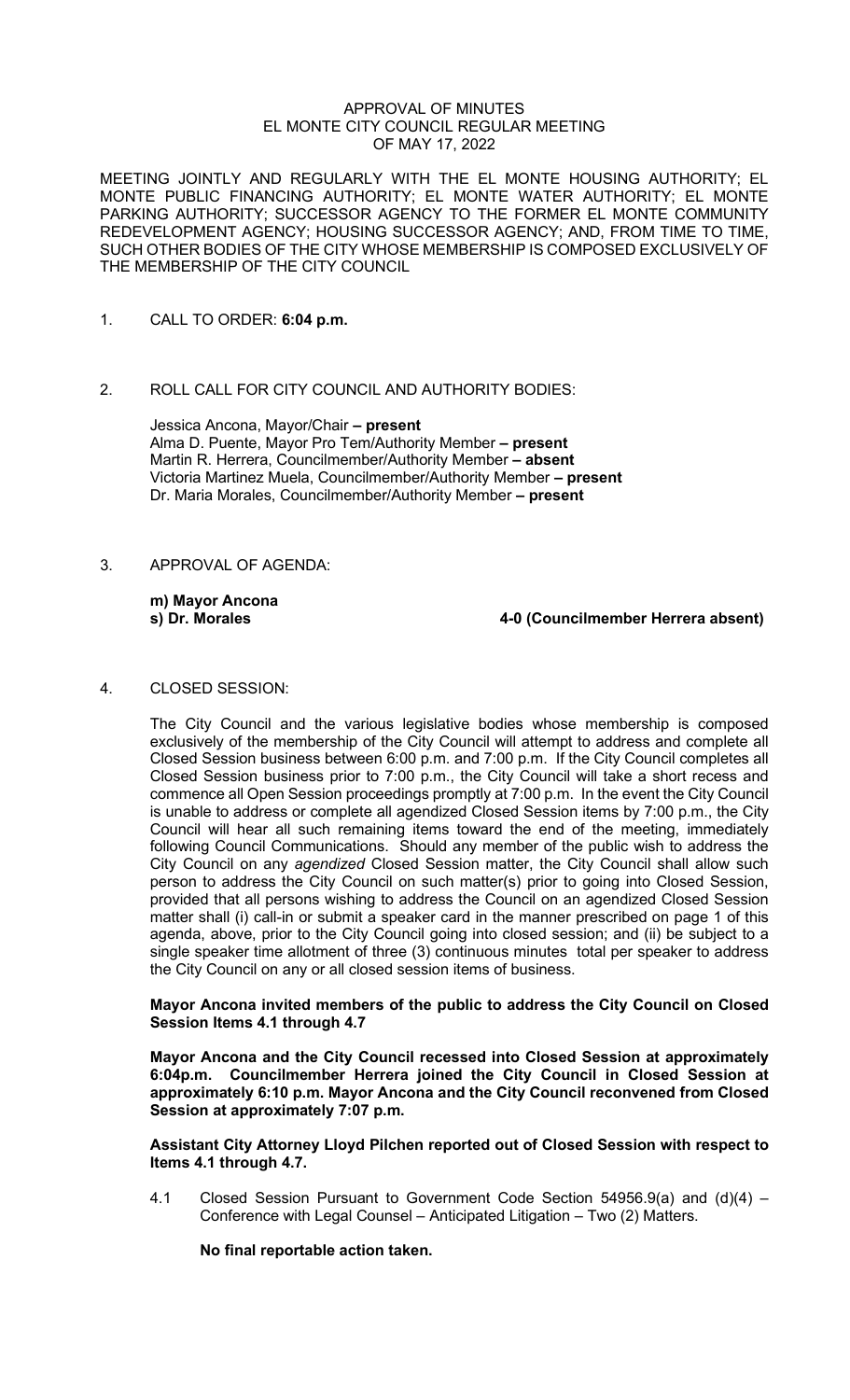# APPROVAL OF MINUTES
## EL MONTE CITY COUNCIL REGULAR MEETING
## OF MAY 17, 2022

MEETING JOINTLY AND REGULARLY WITH THE EL MONTE HOUSING AUTHORITY; EL MONTE PUBLIC FINANCING AUTHORITY; EL MONTE WATER AUTHORITY; EL MONTE PARKING AUTHORITY; SUCCESSOR AGENCY TO THE FORMER EL MONTE COMMUNITY REDEVELOPMENT AGENCY; HOUSING SUCCESSOR AGENCY; AND, FROM TIME TO TIME, SUCH OTHER BODIES OF THE CITY WHOSE MEMBERSHIP IS COMPOSED EXCLUSIVELY OF THE MEMBERSHIP OF THE CITY COUNCIL

1. CALL TO ORDER: **6:04 p.m.**

2. ROLL CALL FOR CITY COUNCIL AND AUTHORITY BODIES:

   Jessica Ancona, Mayor/Chair **– present**
   Alma D. Puente, Mayor Pro Tem/Authority Member **– present**
   Martin R. Herrera, Councilmember/Authority Member **– absent**
   Victoria Martinez Muela, Councilmember/Authority Member **– present**
   Dr. Maria Morales, Councilmember/Authority Member **– present**

3. APPROVAL OF AGENDA:

   **m) Mayor Ancona**
   **s) Dr. Morales** **4-0 (Councilmember Herrera absent)**

4. CLOSED SESSION:

   The City Council and the various legislative bodies whose membership is composed exclusively of the membership of the City Council will attempt to address and complete all Closed Session business between 6:00 p.m. and 7:00 p.m. If the City Council completes all Closed Session business prior to 7:00 p.m., the City Council will take a short recess and commence all Open Session proceedings promptly at 7:00 p.m. In the event the City Council is unable to address or complete all agendized Closed Session items by 7:00 p.m., the City Council will hear all such remaining items toward the end of the meeting, immediately following Council Communications. Should any member of the public wish to address the City Council on any *agendized* Closed Session matter, the City Council shall allow such person to address the City Council on such matter(s) prior to going into Closed Session, provided that all persons wishing to address the Council on an agendized Closed Session matter shall (i) call-in or submit a speaker card in the manner prescribed on page 1 of this agenda, above, prior to the City Council going into closed session; and (ii) be subject to a single speaker time allotment of three (3) continuous minutes total per speaker to address the City Council on any or all closed session items of business.

   **Mayor Ancona invited members of the public to address the City Council on Closed Session Items 4.1 through 4.7**

   **Mayor Ancona and the City Council recessed into Closed Session at approximately 6:04p.m. Councilmember Herrera joined the City Council in Closed Session at approximately 6:10 p.m. Mayor Ancona and the City Council reconvened from Closed Session at approximately 7:07 p.m.**

   **Assistant City Attorney Lloyd Pilchen reported out of Closed Session with respect to Items 4.1 through 4.7.**

   4.1 Closed Session Pursuant to Government Code Section 54956.9(a) and (d)(4) – Conference with Legal Counsel – Anticipated Litigation – Two (2) Matters.

   **No final reportable action taken.**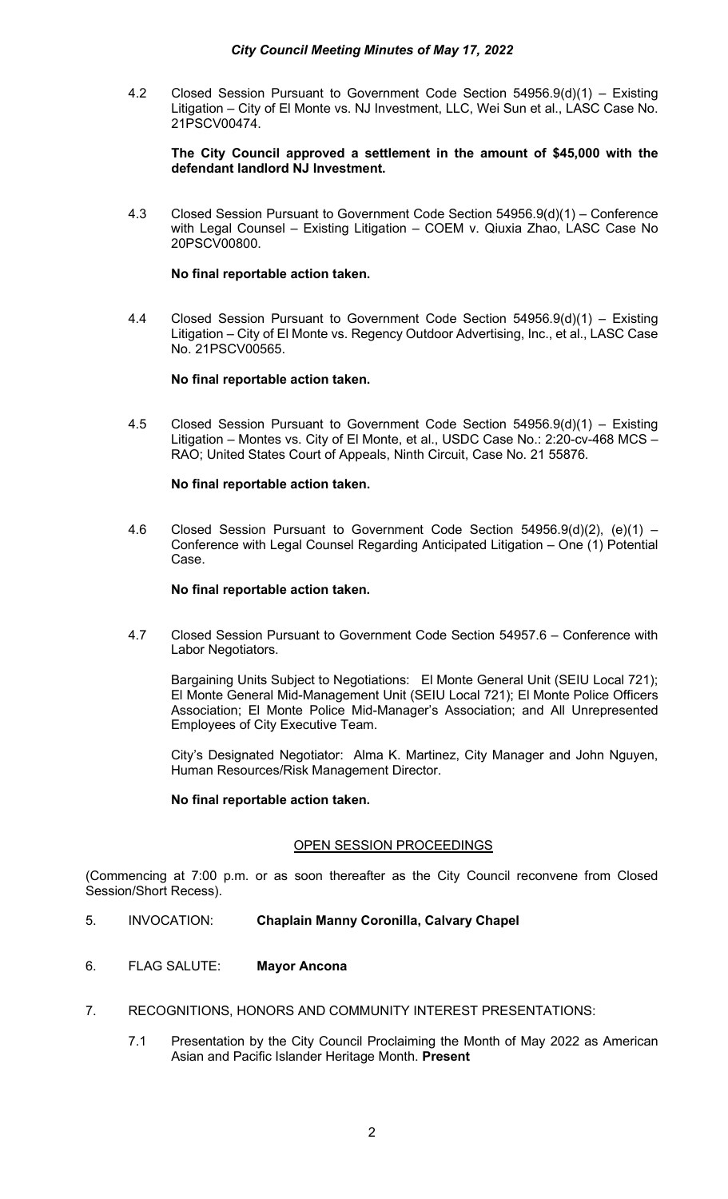4.2 Closed Session Pursuant to Government Code Section 54956.9(d)(1) – Existing Litigation – City of El Monte vs. NJ Investment, LLC, Wei Sun et al., LASC Case No. 21PSCV00474.

**The City Council approved a settlement in the amount of $45,000 with the defendant landlord NJ Investment.**

4.3 Closed Session Pursuant to Government Code Section 54956.9(d)(1) – Conference with Legal Counsel – Existing Litigation – COEM v. Qiuxia Zhao, LASC Case No 20PSCV00800.

**No final reportable action taken.**

4.4 Closed Session Pursuant to Government Code Section 54956.9(d)(1) – Existing Litigation – City of El Monte vs. Regency Outdoor Advertising, Inc., et al., LASC Case No. 21PSCV00565.

**No final reportable action taken.**

4.5 Closed Session Pursuant to Government Code Section 54956.9(d)(1) – Existing Litigation – Montes vs. City of El Monte, et al., USDC Case No.: 2:20-cv-468 MCS – RAO; United States Court of Appeals, Ninth Circuit, Case No. 21 55876.

**No final reportable action taken.**

4.6 Closed Session Pursuant to Government Code Section 54956.9(d)(2), (e)(1) – Conference with Legal Counsel Regarding Anticipated Litigation – One (1) Potential Case.

**No final reportable action taken.**

4.7 Closed Session Pursuant to Government Code Section 54957.6 – Conference with Labor Negotiators.

Bargaining Units Subject to Negotiations: El Monte General Unit (SEIU Local 721); El Monte General Mid-Management Unit (SEIU Local 721); El Monte Police Officers Association; El Monte Police Mid-Manager's Association; and All Unrepresented Employees of City Executive Team.

City's Designated Negotiator: Alma K. Martinez, City Manager and John Nguyen, Human Resources/Risk Management Director.

**No final reportable action taken.**

## OPEN SESSION PROCEEDINGS

(Commencing at 7:00 p.m. or as soon thereafter as the City Council reconvene from Closed Session/Short Recess).

5. INVOCATION: **Chaplain Manny Coronilla, Calvary Chapel**

6. FLAG SALUTE: **Mayor Ancona**

7. RECOGNITIONS, HONORS AND COMMUNITY INTEREST PRESENTATIONS:

7.1 Presentation by the City Council Proclaiming the Month of May 2022 as American Asian and Pacific Islander Heritage Month. **Present**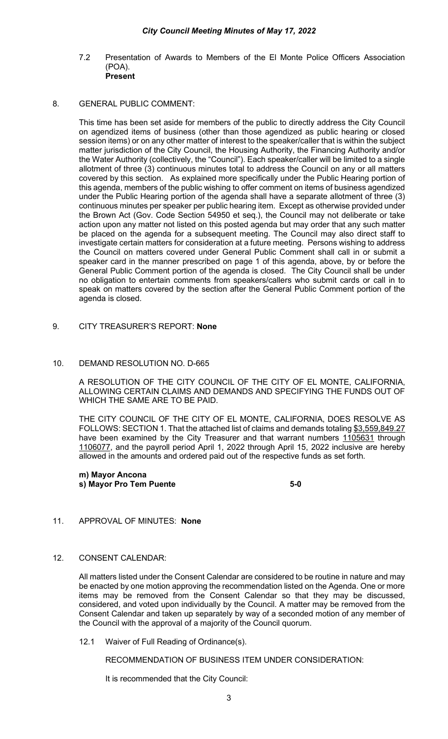7.2 Presentation of Awards to Members of the El Monte Police Officers Association (POA).
**Present**

8. GENERAL PUBLIC COMMENT:

This time has been set aside for members of the public to directly address the City Council on agendized items of business (other than those agendized as public hearing or closed session items) or on any other matter of interest to the speaker/caller that is within the subject matter jurisdiction of the City Council, the Housing Authority, the Financing Authority and/or the Water Authority (collectively, the "Council"). Each speaker/caller will be limited to a single allotment of three (3) continuous minutes total to address the Council on any or all matters covered by this section. As explained more specifically under the Public Hearing portion of this agenda, members of the public wishing to offer comment on items of business agendized under the Public Hearing portion of the agenda shall have a separate allotment of three (3) continuous minutes per speaker per public hearing item. Except as otherwise provided under the Brown Act (Gov. Code Section 54950 et seq.), the Council may not deliberate or take action upon any matter not listed on this posted agenda but may order that any such matter be placed on the agenda for a subsequent meeting. The Council may also direct staff to investigate certain matters for consideration at a future meeting. Persons wishing to address the Council on matters covered under General Public Comment shall call in or submit a speaker card in the manner prescribed on page 1 of this agenda, above, by or before the General Public Comment portion of the agenda is closed. The City Council shall be under no obligation to entertain comments from speakers/callers who submit cards or call in to speak on matters covered by the section after the General Public Comment portion of the agenda is closed.

9. CITY TREASURER'S REPORT: **None**

10. DEMAND RESOLUTION NO. D-665

A RESOLUTION OF THE CITY COUNCIL OF THE CITY OF EL MONTE, CALIFORNIA, ALLOWING CERTAIN CLAIMS AND DEMANDS AND SPECIFYING THE FUNDS OUT OF WHICH THE SAME ARE TO BE PAID.

THE CITY COUNCIL OF THE CITY OF EL MONTE, CALIFORNIA, DOES RESOLVE AS FOLLOWS: SECTION 1. That the attached list of claims and demands totaling $3,559,849.27 have been examined by the City Treasurer and that warrant numbers 1105631 through 1106077, and the payroll period April 1, 2022 through April 15, 2022 inclusive are hereby allowed in the amounts and ordered paid out of the respective funds as set forth.

**m) Mayor Ancona**
**s) Mayor Pro Tem Puente** **5-0**

11. APPROVAL OF MINUTES: **None**

12. CONSENT CALENDAR:

All matters listed under the Consent Calendar are considered to be routine in nature and may be enacted by one motion approving the recommendation listed on the Agenda. One or more items may be removed from the Consent Calendar so that they may be discussed, considered, and voted upon individually by the Council. A matter may be removed from the Consent Calendar and taken up separately by way of a seconded motion of any member of the Council with the approval of a majority of the Council quorum.

12.1 Waiver of Full Reading of Ordinance(s).

RECOMMENDATION OF BUSINESS ITEM UNDER CONSIDERATION:

It is recommended that the City Council: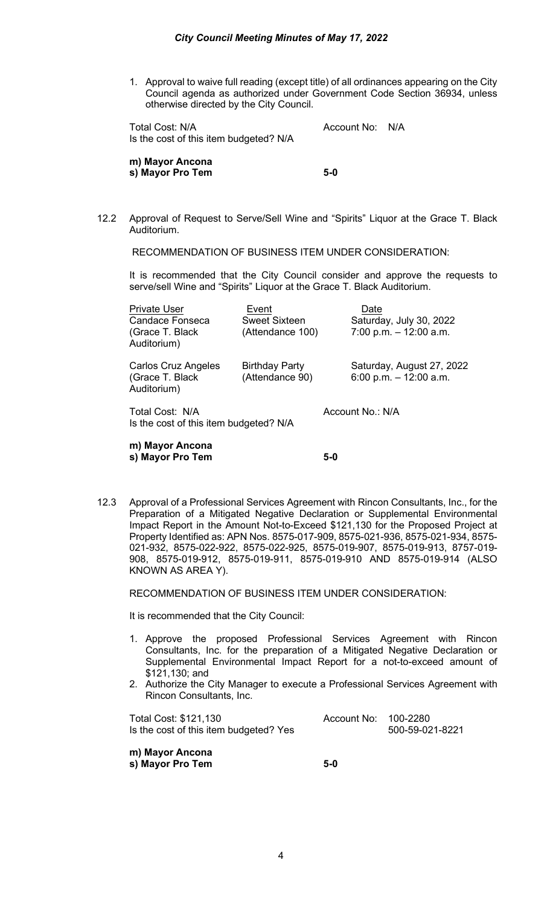1. Approval to waive full reading (except title) of all ordinances appearing on the City Council agenda as authorized under Government Code Section 36934, unless otherwise directed by the City Council.

Total Cost: N/A	Account No: N/A
Is the cost of this item budgeted? N/A

**m) Mayor Ancona**
**s) Mayor Pro Tem	5-0**

12.2 Approval of Request to Serve/Sell Wine and "Spirits" Liquor at the Grace T. Black Auditorium.

RECOMMENDATION OF BUSINESS ITEM UNDER CONSIDERATION:

It is recommended that the City Council consider and approve the requests to serve/sell Wine and "Spirits" Liquor at the Grace T. Black Auditorium.

| Private User | Event | Date |
|---|---|---|
| Candace Fonseca (Grace T. Black Auditorium) | Sweet Sixteen (Attendance 100) | Saturday, July 30, 2022 7:00 p.m. – 12:00 a.m. |
| Carlos Cruz Angeles (Grace T. Black Auditorium) | Birthday Party (Attendance 90) | Saturday, August 27, 2022 6:00 p.m. – 12:00 a.m. |

Total Cost: N/A	Account No.: N/A
Is the cost of this item budgeted? N/A

**m) Mayor Ancona**
**s) Mayor Pro Tem	5-0**

12.3 Approval of a Professional Services Agreement with Rincon Consultants, Inc., for the Preparation of a Mitigated Negative Declaration or Supplemental Environmental Impact Report in the Amount Not-to-Exceed $121,130 for the Proposed Project at Property Identified as: APN Nos. 8575-017-909, 8575-021-936, 8575-021-934, 8575-021-932, 8575-022-922, 8575-022-925, 8575-019-907, 8575-019-913, 8757-019-908, 8575-019-912, 8575-019-911, 8575-019-910 AND 8575-019-914 (ALSO KNOWN AS AREA Y).

RECOMMENDATION OF BUSINESS ITEM UNDER CONSIDERATION:

It is recommended that the City Council:

1. Approve the proposed Professional Services Agreement with Rincon Consultants, Inc. for the preparation of a Mitigated Negative Declaration or Supplemental Environmental Impact Report for a not-to-exceed amount of $121,130; and
2. Authorize the City Manager to execute a Professional Services Agreement with Rincon Consultants, Inc.

Total Cost: $121,130	Account No: 100-2280
Is the cost of this item budgeted? Yes	500-59-021-8221

**m) Mayor Ancona**
**s) Mayor Pro Tem	5-0**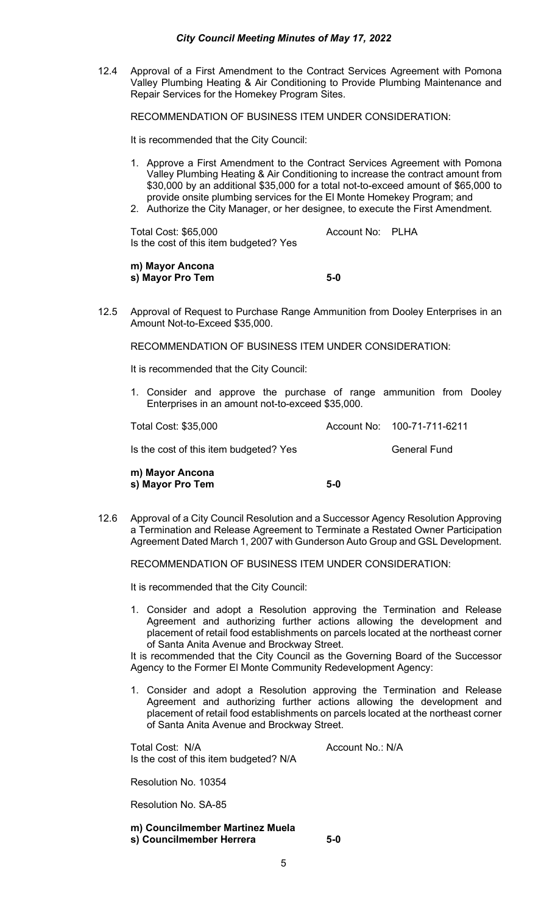12.4 Approval of a First Amendment to the Contract Services Agreement with Pomona Valley Plumbing Heating & Air Conditioning to Provide Plumbing Maintenance and Repair Services for the Homekey Program Sites.

RECOMMENDATION OF BUSINESS ITEM UNDER CONSIDERATION:

It is recommended that the City Council:

1. Approve a First Amendment to the Contract Services Agreement with Pomona Valley Plumbing Heating & Air Conditioning to increase the contract amount from $30,000 by an additional $35,000 for a total not-to-exceed amount of $65,000 to provide onsite plumbing services for the El Monte Homekey Program; and
2. Authorize the City Manager, or her designee, to execute the First Amendment.

Total Cost: $65,000 — Account No: PLHA
Is the cost of this item budgeted? Yes

**m) Mayor Ancona**
**s) Mayor Pro Tem** — **5-0**

12.5 Approval of Request to Purchase Range Ammunition from Dooley Enterprises in an Amount Not-to-Exceed $35,000.

RECOMMENDATION OF BUSINESS ITEM UNDER CONSIDERATION:

It is recommended that the City Council:

1. Consider and approve the purchase of range ammunition from Dooley Enterprises in an amount not-to-exceed $35,000.

Total Cost: $35,000 — Account No: 100-71-711-6211

Is the cost of this item budgeted? Yes — General Fund

**m) Mayor Ancona**
**s) Mayor Pro Tem** — **5-0**

12.6 Approval of a City Council Resolution and a Successor Agency Resolution Approving a Termination and Release Agreement to Terminate a Restated Owner Participation Agreement Dated March 1, 2007 with Gunderson Auto Group and GSL Development.

RECOMMENDATION OF BUSINESS ITEM UNDER CONSIDERATION:

It is recommended that the City Council:

1. Consider and adopt a Resolution approving the Termination and Release Agreement and authorizing further actions allowing the development and placement of retail food establishments on parcels located at the northeast corner of Santa Anita Avenue and Brockway Street.

It is recommended that the City Council as the Governing Board of the Successor Agency to the Former El Monte Community Redevelopment Agency:

1. Consider and adopt a Resolution approving the Termination and Release Agreement and authorizing further actions allowing the development and placement of retail food establishments on parcels located at the northeast corner of Santa Anita Avenue and Brockway Street.

Total Cost: N/A — Account No.: N/A
Is the cost of this item budgeted? N/A

Resolution No. 10354

Resolution No. SA-85

**m) Councilmember Martinez Muela**
**s) Councilmember Herrera** — **5-0**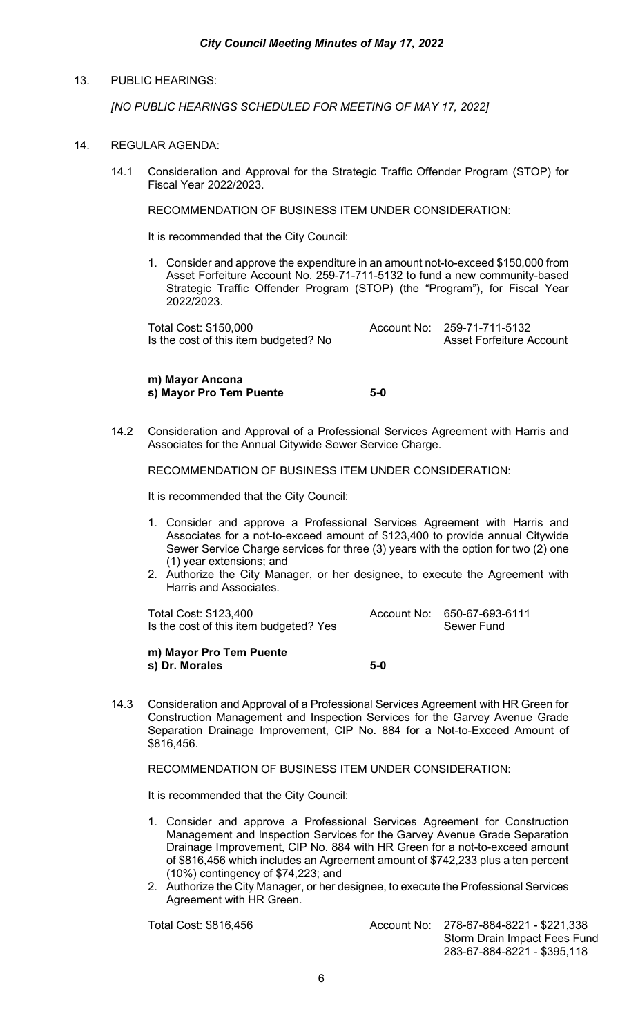13. PUBLIC HEARINGS:

*[NO PUBLIC HEARINGS SCHEDULED FOR MEETING OF MAY 17, 2022]*

14. REGULAR AGENDA:

14.1 Consideration and Approval for the Strategic Traffic Offender Program (STOP) for Fiscal Year 2022/2023.

RECOMMENDATION OF BUSINESS ITEM UNDER CONSIDERATION:

It is recommended that the City Council:

1. Consider and approve the expenditure in an amount not-to-exceed $150,000 from Asset Forfeiture Account No. 259-71-711-5132 to fund a new community-based Strategic Traffic Offender Program (STOP) (the "Program"), for Fiscal Year 2022/2023.

Total Cost: $150,000 — Account No: 259-71-711-5132
Is the cost of this item budgeted? No — Asset Forfeiture Account

**m) Mayor Ancona**
**s) Mayor Pro Tem Puente** **5-0**

14.2 Consideration and Approval of a Professional Services Agreement with Harris and Associates for the Annual Citywide Sewer Service Charge.

RECOMMENDATION OF BUSINESS ITEM UNDER CONSIDERATION:

It is recommended that the City Council:

1. Consider and approve a Professional Services Agreement with Harris and Associates for a not-to-exceed amount of $123,400 to provide annual Citywide Sewer Service Charge services for three (3) years with the option for two (2) one (1) year extensions; and
2. Authorize the City Manager, or her designee, to execute the Agreement with Harris and Associates.

Total Cost: $123,400 — Account No: 650-67-693-6111
Is the cost of this item budgeted? Yes — Sewer Fund

**m) Mayor Pro Tem Puente**
**s) Dr. Morales** **5-0**

14.3 Consideration and Approval of a Professional Services Agreement with HR Green for Construction Management and Inspection Services for the Garvey Avenue Grade Separation Drainage Improvement, CIP No. 884 for a Not-to-Exceed Amount of $816,456.

RECOMMENDATION OF BUSINESS ITEM UNDER CONSIDERATION:

It is recommended that the City Council:

1. Consider and approve a Professional Services Agreement for Construction Management and Inspection Services for the Garvey Avenue Grade Separation Drainage Improvement, CIP No. 884 with HR Green for a not-to-exceed amount of $816,456 which includes an Agreement amount of $742,233 plus a ten percent (10%) contingency of $74,223; and
2. Authorize the City Manager, or her designee, to execute the Professional Services Agreement with HR Green.

Total Cost: $816,456 — Account No: 278-67-884-8221 - $221,338
Storm Drain Impact Fees Fund
283-67-884-8221 - $395,118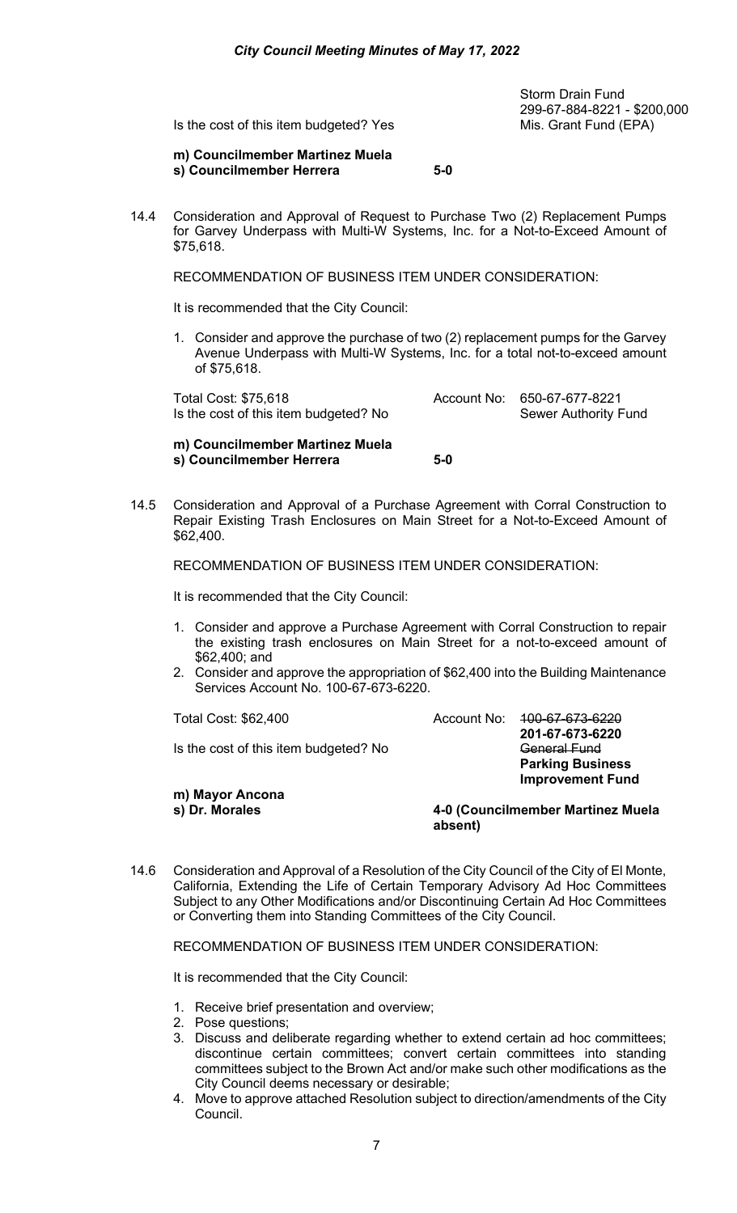Is the cost of this item budgeted? Yes

Storm Drain Fund
299-67-884-8221 - $200,000
Mis. Grant Fund (EPA)

**m) Councilmember Martinez Muela**
**s) Councilmember Herrera** **5-0**

14.4 Consideration and Approval of Request to Purchase Two (2) Replacement Pumps for Garvey Underpass with Multi-W Systems, Inc. for a Not-to-Exceed Amount of $75,618.

RECOMMENDATION OF BUSINESS ITEM UNDER CONSIDERATION:

It is recommended that the City Council:

1. Consider and approve the purchase of two (2) replacement pumps for the Garvey Avenue Underpass with Multi-W Systems, Inc. for a total not-to-exceed amount of $75,618.

Total Cost: $75,618 | Account No: 650-67-677-8221
Is the cost of this item budgeted? No | Sewer Authority Fund

**m) Councilmember Martinez Muela**
**s) Councilmember Herrera** **5-0**

14.5 Consideration and Approval of a Purchase Agreement with Corral Construction to Repair Existing Trash Enclosures on Main Street for a Not-to-Exceed Amount of $62,400.

RECOMMENDATION OF BUSINESS ITEM UNDER CONSIDERATION:

It is recommended that the City Council:

1. Consider and approve a Purchase Agreement with Corral Construction to repair the existing trash enclosures on Main Street for a not-to-exceed amount of $62,400; and
2. Consider and approve the appropriation of $62,400 into the Building Maintenance Services Account No. 100-67-673-6220.

Total Cost: $62,400 | Account No: ~~100-67-673-6220~~ **201-67-673-6220**
Is the cost of this item budgeted? No | ~~General Fund~~ **Parking Business Improvement Fund**

**m) Mayor Ancona**
**s) Dr. Morales** **4-0 (Councilmember Martinez Muela absent)**

14.6 Consideration and Approval of a Resolution of the City Council of the City of El Monte, California, Extending the Life of Certain Temporary Advisory Ad Hoc Committees Subject to any Other Modifications and/or Discontinuing Certain Ad Hoc Committees or Converting them into Standing Committees of the City Council.

RECOMMENDATION OF BUSINESS ITEM UNDER CONSIDERATION:

It is recommended that the City Council:

1. Receive brief presentation and overview;
2. Pose questions;
3. Discuss and deliberate regarding whether to extend certain ad hoc committees; discontinue certain committees; convert certain committees into standing committees subject to the Brown Act and/or make such other modifications as the City Council deems necessary or desirable;
4. Move to approve attached Resolution subject to direction/amendments of the City Council.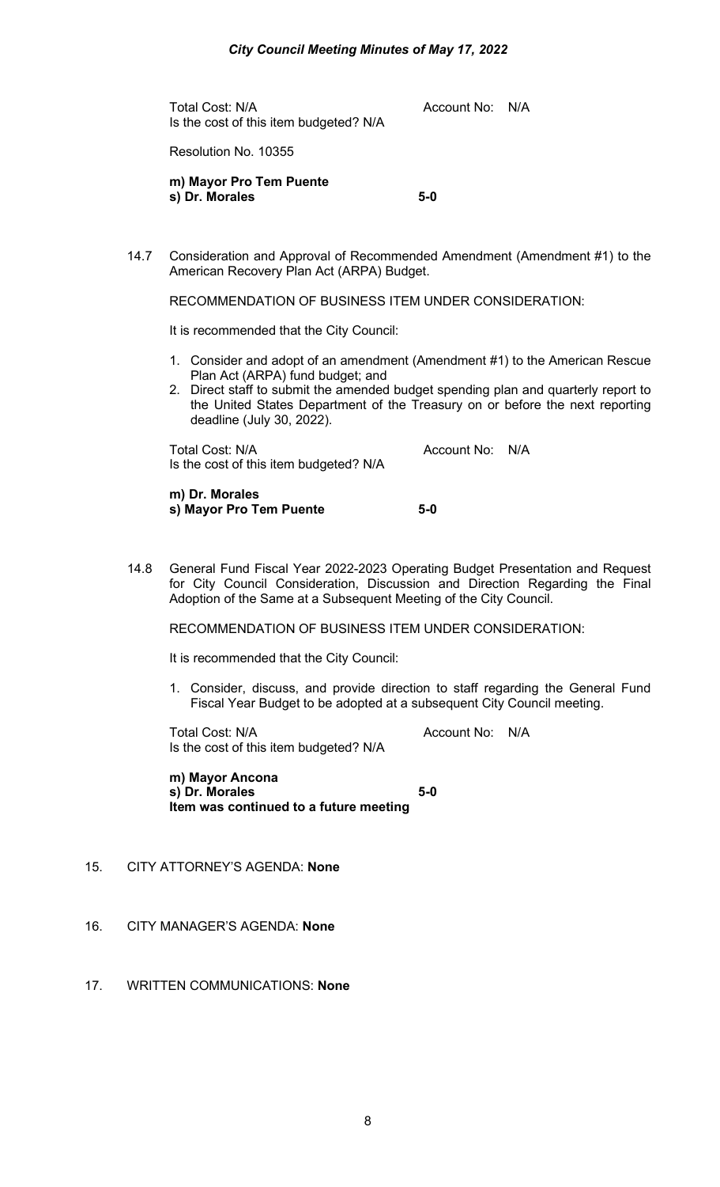Total Cost: N/A Account No: N/A
Is the cost of this item budgeted? N/A

Resolution No. 10355

**m) Mayor Pro Tem Puente**
**s) Dr. Morales 5-0**

14.7 Consideration and Approval of Recommended Amendment (Amendment #1) to the American Recovery Plan Act (ARPA) Budget.

RECOMMENDATION OF BUSINESS ITEM UNDER CONSIDERATION:

It is recommended that the City Council:

1. Consider and adopt of an amendment (Amendment #1) to the American Rescue Plan Act (ARPA) fund budget; and
2. Direct staff to submit the amended budget spending plan and quarterly report to the United States Department of the Treasury on or before the next reporting deadline (July 30, 2022).

Total Cost: N/A Account No: N/A
Is the cost of this item budgeted? N/A

**m) Dr. Morales**
**s) Mayor Pro Tem Puente 5-0**

14.8 General Fund Fiscal Year 2022-2023 Operating Budget Presentation and Request for City Council Consideration, Discussion and Direction Regarding the Final Adoption of the Same at a Subsequent Meeting of the City Council.

RECOMMENDATION OF BUSINESS ITEM UNDER CONSIDERATION:

It is recommended that the City Council:

1. Consider, discuss, and provide direction to staff regarding the General Fund Fiscal Year Budget to be adopted at a subsequent City Council meeting.

Total Cost: N/A Account No: N/A
Is the cost of this item budgeted? N/A

**m) Mayor Ancona**
**s) Dr. Morales 5-0**
**Item was continued to a future meeting**

15. CITY ATTORNEY'S AGENDA: **None**

16. CITY MANAGER'S AGENDA: **None**

17. WRITTEN COMMUNICATIONS: **None**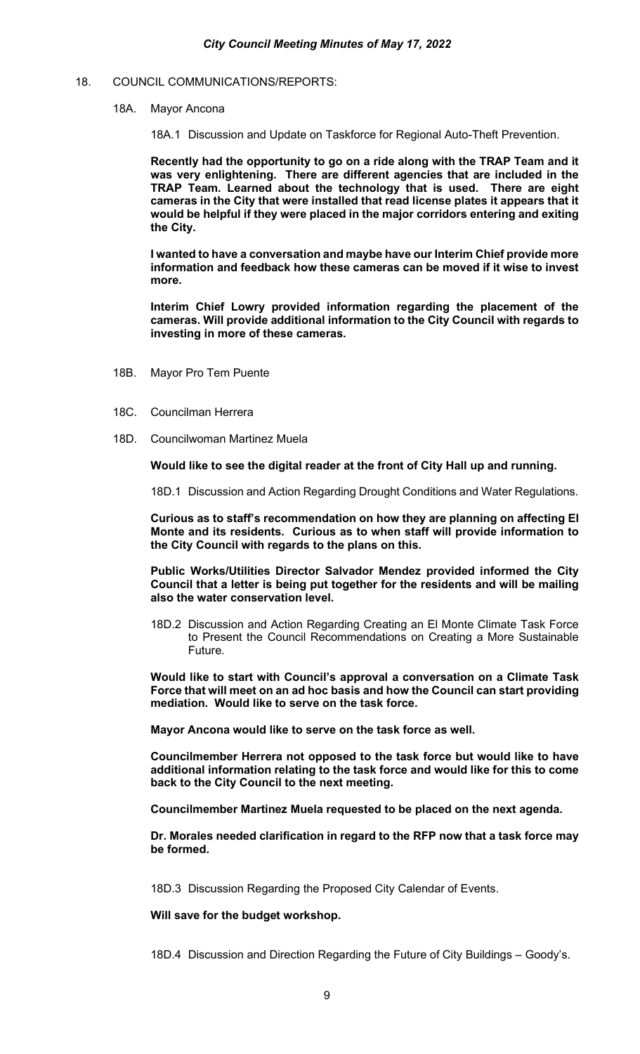18. COUNCIL COMMUNICATIONS/REPORTS:

18A. Mayor Ancona

18A.1 Discussion and Update on Taskforce for Regional Auto-Theft Prevention.

**Recently had the opportunity to go on a ride along with the TRAP Team and it was very enlightening. There are different agencies that are included in the TRAP Team. Learned about the technology that is used. There are eight cameras in the City that were installed that read license plates it appears that it would be helpful if they were placed in the major corridors entering and exiting the City.**

**I wanted to have a conversation and maybe have our Interim Chief provide more information and feedback how these cameras can be moved if it wise to invest more.**

**Interim Chief Lowry provided information regarding the placement of the cameras. Will provide additional information to the City Council with regards to investing in more of these cameras.**

18B. Mayor Pro Tem Puente

18C. Councilman Herrera

18D. Councilwoman Martinez Muela

**Would like to see the digital reader at the front of City Hall up and running.**

18D.1 Discussion and Action Regarding Drought Conditions and Water Regulations.

**Curious as to staff's recommendation on how they are planning on affecting El Monte and its residents. Curious as to when staff will provide information to the City Council with regards to the plans on this.**

**Public Works/Utilities Director Salvador Mendez provided informed the City Council that a letter is being put together for the residents and will be mailing also the water conservation level.**

18D.2 Discussion and Action Regarding Creating an El Monte Climate Task Force to Present the Council Recommendations on Creating a More Sustainable Future.

**Would like to start with Council's approval a conversation on a Climate Task Force that will meet on an ad hoc basis and how the Council can start providing mediation. Would like to serve on the task force.**

**Mayor Ancona would like to serve on the task force as well.**

**Councilmember Herrera not opposed to the task force but would like to have additional information relating to the task force and would like for this to come back to the City Council to the next meeting.**

**Councilmember Martinez Muela requested to be placed on the next agenda.**

**Dr. Morales needed clarification in regard to the RFP now that a task force may be formed.**

18D.3 Discussion Regarding the Proposed City Calendar of Events.

**Will save for the budget workshop.**

18D.4 Discussion and Direction Regarding the Future of City Buildings – Goody's.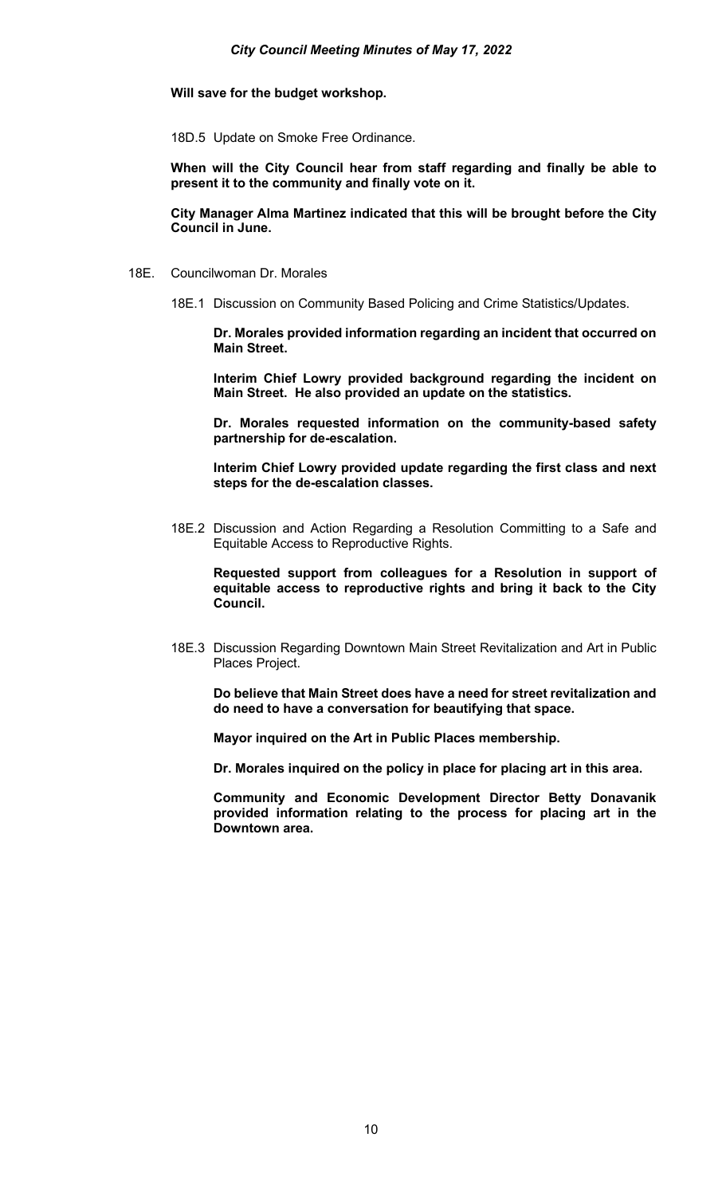**Will save for the budget workshop.**

18D.5 Update on Smoke Free Ordinance.

**When will the City Council hear from staff regarding and finally be able to present it to the community and finally vote on it.**

**City Manager Alma Martinez indicated that this will be brought before the City Council in June.**

18E. Councilwoman Dr. Morales

18E.1 Discussion on Community Based Policing and Crime Statistics/Updates.

**Dr. Morales provided information regarding an incident that occurred on Main Street.**

**Interim Chief Lowry provided background regarding the incident on Main Street. He also provided an update on the statistics.**

**Dr. Morales requested information on the community-based safety partnership for de-escalation.**

**Interim Chief Lowry provided update regarding the first class and next steps for the de-escalation classes.**

18E.2 Discussion and Action Regarding a Resolution Committing to a Safe and Equitable Access to Reproductive Rights.

**Requested support from colleagues for a Resolution in support of equitable access to reproductive rights and bring it back to the City Council.**

18E.3 Discussion Regarding Downtown Main Street Revitalization and Art in Public Places Project.

**Do believe that Main Street does have a need for street revitalization and do need to have a conversation for beautifying that space.**

**Mayor inquired on the Art in Public Places membership.**

**Dr. Morales inquired on the policy in place for placing art in this area.**

**Community and Economic Development Director Betty Donavanik provided information relating to the process for placing art in the Downtown area.**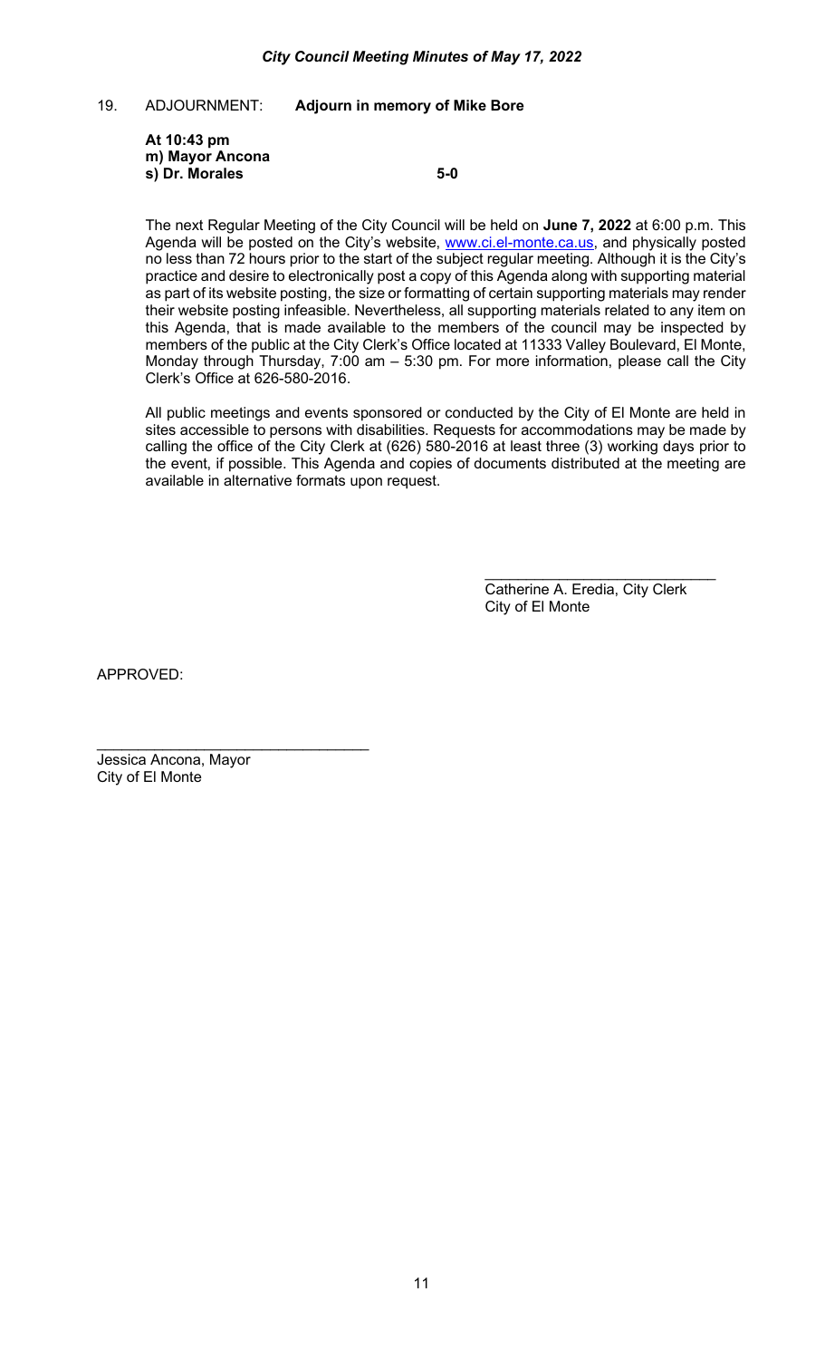19. ADJOURNMENT: **Adjourn in memory of Mike Bore**

**At 10:43 pm**
**m) Mayor Ancona**
**s) Dr. Morales** **5-0**

The next Regular Meeting of the City Council will be held on **June 7, 2022** at 6:00 p.m. This Agenda will be posted on the City's website, www.ci.el-monte.ca.us, and physically posted no less than 72 hours prior to the start of the subject regular meeting. Although it is the City's practice and desire to electronically post a copy of this Agenda along with supporting material as part of its website posting, the size or formatting of certain supporting materials may render their website posting infeasible. Nevertheless, all supporting materials related to any item on this Agenda, that is made available to the members of the council may be inspected by members of the public at the City Clerk's Office located at 11333 Valley Boulevard, El Monte, Monday through Thursday, 7:00 am – 5:30 pm. For more information, please call the City Clerk's Office at 626-580-2016.

All public meetings and events sponsored or conducted by the City of El Monte are held in sites accessible to persons with disabilities. Requests for accommodations may be made by calling the office of the City Clerk at (626) 580-2016 at least three (3) working days prior to the event, if possible. This Agenda and copies of documents distributed at the meeting are available in alternative formats upon request.

\_\_\_\_\_\_\_\_\_\_\_\_\_\_\_\_\_\_\_\_\_\_\_\_\_\_\_\_\_\_
Catherine A. Eredia, City Clerk
City of El Monte

APPROVED:

\_\_\_\_\_\_\_\_\_\_\_\_\_\_\_\_\_\_\_\_\_\_\_\_\_\_\_\_\_\_
Jessica Ancona, Mayor
City of El Monte